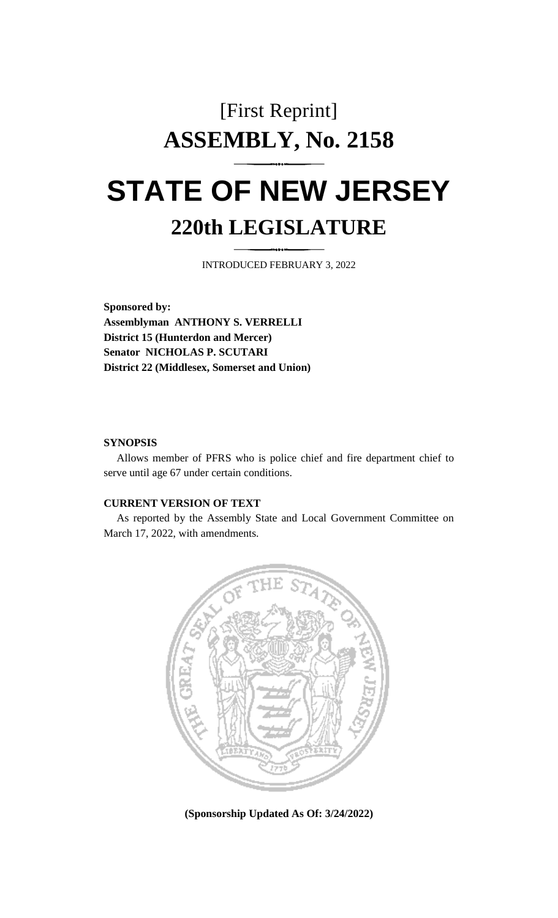[First Reprint]

# ASSEMBLY, No. 2158

# STATE OF NEW JERSEY

## 220th LEGISLATURE

INTRODUCED FEBRUARY 3, 2022

**Sponsored by:**
**Assemblyman ANTHONY S. VERRELLI**
**District 15 (Hunterdon and Mercer)**
**Senator NICHOLAS P. SCUTARI**
**District 22 (Middlesex, Somerset and Union)**

**SYNOPSIS**

Allows member of PFRS who is police chief and fire department chief to serve until age 67 under certain conditions.

**CURRENT VERSION OF TEXT**

As reported by the Assembly State and Local Government Committee on March 17, 2022, with amendments.

**(Sponsorship Updated As Of: 3/24/2022)**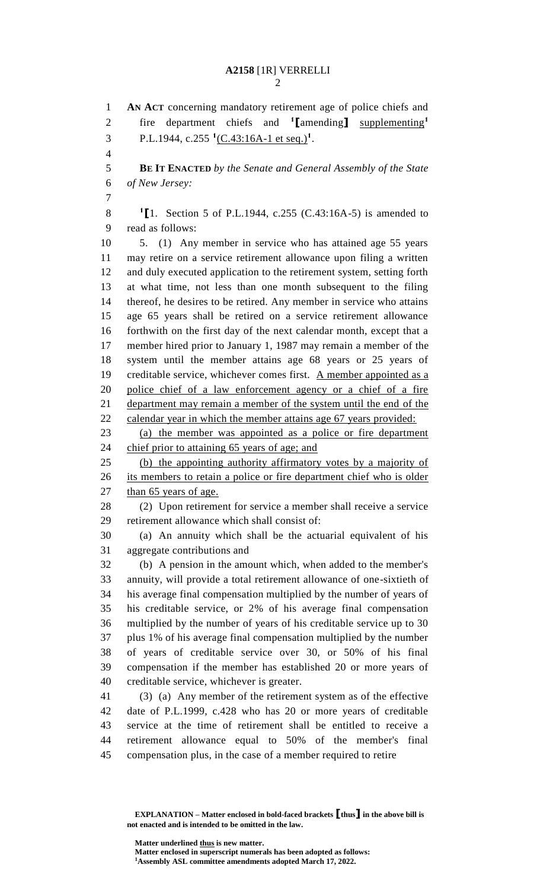**AN ACT** concerning mandatory retirement age of police chiefs and fire department chiefs and [1]**[**amending**]** supplementing[1] P.L.1944, c.255 [1](C.43:16A-1 et seq.)[1].

**BE IT ENACTED** *by the Senate and General Assembly of the State of New Jersey:*

[1]**[**1. Section 5 of P.L.1944, c.255 (C.43:16A-5) is amended to read as follows:

5. (1) Any member in service who has attained age 55 years may retire on a service retirement allowance upon filing a written and duly executed application to the retirement system, setting forth at what time, not less than one month subsequent to the filing thereof, he desires to be retired. Any member in service who attains age 65 years shall be retired on a service retirement allowance forthwith on the first day of the next calendar month, except that a member hired prior to January 1, 1987 may remain a member of the system until the member attains age 68 years or 25 years of creditable service, whichever comes first. A member appointed as a police chief of a law enforcement agency or a chief of a fire department may remain a member of the system until the end of the calendar year in which the member attains age 67 years provided:

(a) the member was appointed as a police or fire department chief prior to attaining 65 years of age; and

(b) the appointing authority affirmatory votes by a majority of its members to retain a police or fire department chief who is older than 65 years of age.

(2) Upon retirement for service a member shall receive a service retirement allowance which shall consist of:

(a) An annuity which shall be the actuarial equivalent of his aggregate contributions and

(b) A pension in the amount which, when added to the member's annuity, will provide a total retirement allowance of one-sixtieth of his average final compensation multiplied by the number of years of his creditable service, or 2% of his average final compensation multiplied by the number of years of his creditable service up to 30 plus 1% of his average final compensation multiplied by the number of years of creditable service over 30, or 50% of his final compensation if the member has established 20 or more years of creditable service, whichever is greater.

(3) (a) Any member of the retirement system as of the effective date of P.L.1999, c.428 who has 20 or more years of creditable service at the time of retirement shall be entitled to receive a retirement allowance equal to 50% of the member's final compensation plus, in the case of a member required to retire

**EXPLANATION – Matter enclosed in bold-faced brackets [thus] in the above bill is not enacted and is intended to be omitted in the law.**

**Matter underlined thus is new matter.**
**Matter enclosed in superscript numerals has been adopted as follows:**
[1]**Assembly ASL committee amendments adopted March 17, 2022.**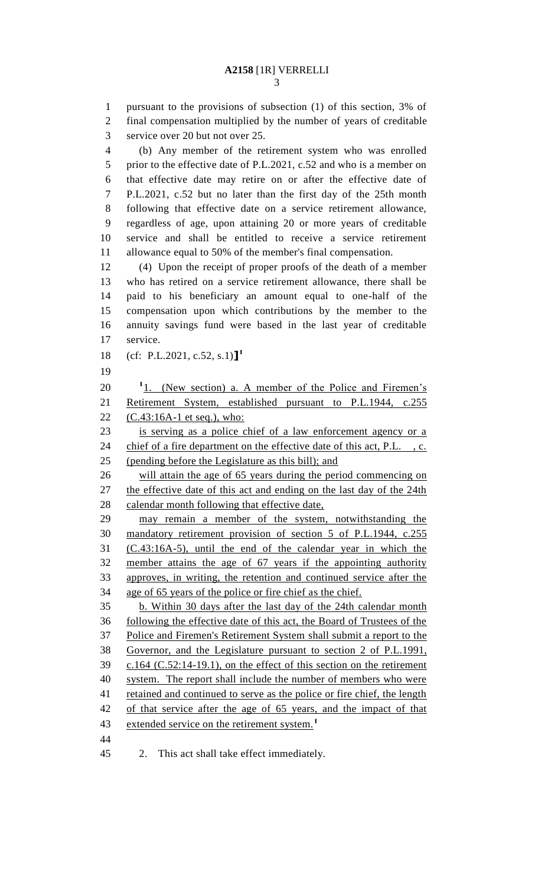pursuant to the provisions of subsection (1) of this section, 3% of final compensation multiplied by the number of years of creditable service over 20 but not over 25.

(b) Any member of the retirement system who was enrolled prior to the effective date of P.L.2021, c.52 and who is a member on that effective date may retire on or after the effective date of P.L.2021, c.52 but no later than the first day of the 25th month following that effective date on a service retirement allowance, regardless of age, upon attaining 20 or more years of creditable service and shall be entitled to receive a service retirement allowance equal to 50% of the member's final compensation.

(4) Upon the receipt of proper proofs of the death of a member who has retired on a service retirement allowance, there shall be paid to his beneficiary an amount equal to one-half of the compensation upon which contributions by the member to the annuity savings fund were based in the last year of creditable service.

(cf: P.L.2021, c.52, s.1)]][1]

[1]1. (New section) a. A member of the Police and Firemen's Retirement System, established pursuant to P.L.1944, c.255 (C.43:16A-1 et seq.), who:

is serving as a police chief of a law enforcement agency or a chief of a fire department on the effective date of this act, P.L. , c. (pending before the Legislature as this bill); and

will attain the age of 65 years during the period commencing on the effective date of this act and ending on the last day of the 24th calendar month following that effective date,

may remain a member of the system, notwithstanding the mandatory retirement provision of section 5 of P.L.1944, c.255 (C.43:16A-5), until the end of the calendar year in which the member attains the age of 67 years if the appointing authority approves, in writing, the retention and continued service after the age of 65 years of the police or fire chief as the chief.

b. Within 30 days after the last day of the 24th calendar month following the effective date of this act, the Board of Trustees of the Police and Firemen's Retirement System shall submit a report to the Governor, and the Legislature pursuant to section 2 of P.L.1991, c.164 (C.52:14-19.1), on the effect of this section on the retirement system. The report shall include the number of members who were retained and continued to serve as the police or fire chief, the length of that service after the age of 65 years, and the impact of that extended service on the retirement system.[1]

2. This act shall take effect immediately.